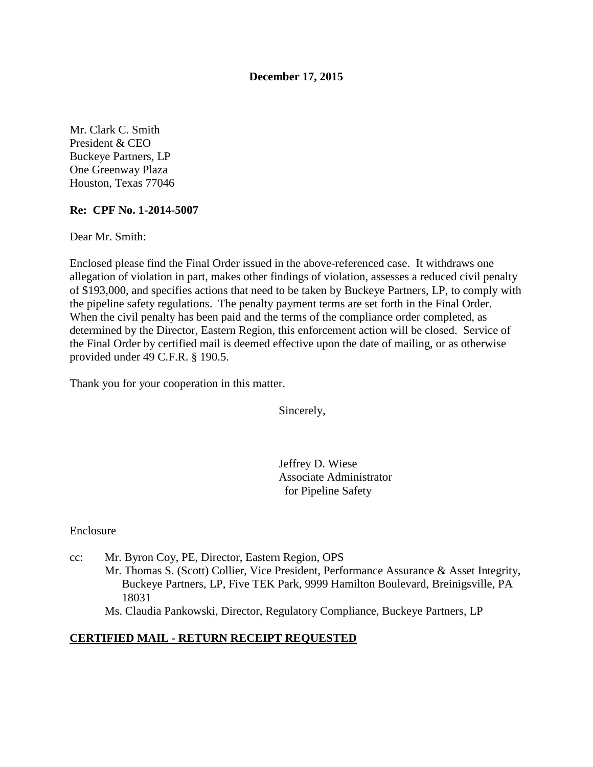**December 17, 2015**

Mr. Clark C. Smith
President & CEO
Buckeye Partners, LP
One Greenway Plaza
Houston, Texas 77046

**Re: CPF No. 1-2014-5007**

Dear Mr. Smith:

Enclosed please find the Final Order issued in the above-referenced case. It withdraws one allegation of violation in part, makes other findings of violation, assesses a reduced civil penalty of $193,000, and specifies actions that need to be taken by Buckeye Partners, LP, to comply with the pipeline safety regulations. The penalty payment terms are set forth in the Final Order. When the civil penalty has been paid and the terms of the compliance order completed, as determined by the Director, Eastern Region, this enforcement action will be closed. Service of the Final Order by certified mail is deemed effective upon the date of mailing, or as otherwise provided under 49 C.F.R. § 190.5.

Thank you for your cooperation in this matter.

Sincerely,

Jeffrey D. Wiese
Associate Administrator
for Pipeline Safety

Enclosure

cc: Mr. Byron Coy, PE, Director, Eastern Region, OPS
Mr. Thomas S. (Scott) Collier, Vice President, Performance Assurance & Asset Integrity, Buckeye Partners, LP, Five TEK Park, 9999 Hamilton Boulevard, Breinigsville, PA 18031
Ms. Claudia Pankowski, Director, Regulatory Compliance, Buckeye Partners, LP

**CERTIFIED MAIL - RETURN RECEIPT REQUESTED**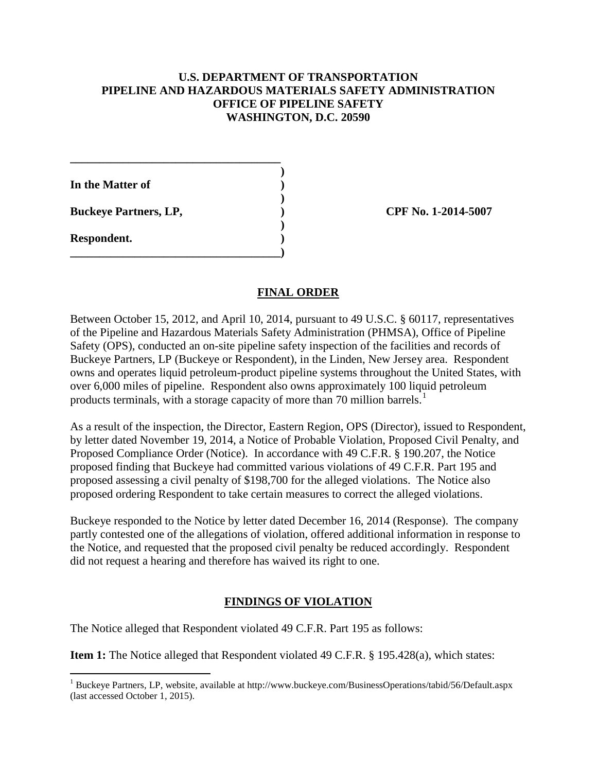**U.S. DEPARTMENT OF TRANSPORTATION**
**PIPELINE AND HAZARDOUS MATERIALS SAFETY ADMINISTRATION**
**OFFICE OF PIPELINE SAFETY**
**WASHINGTON, D.C. 20590**

**In the Matter of**

**Buckeye Partners, LP,** **CPF No. 1-2014-5007**

**Respondent.**

## FINAL ORDER

Between October 15, 2012, and April 10, 2014, pursuant to 49 U.S.C. § 60117, representatives of the Pipeline and Hazardous Materials Safety Administration (PHMSA), Office of Pipeline Safety (OPS), conducted an on-site pipeline safety inspection of the facilities and records of Buckeye Partners, LP (Buckeye or Respondent), in the Linden, New Jersey area. Respondent owns and operates liquid petroleum-product pipeline systems throughout the United States, with over 6,000 miles of pipeline. Respondent also owns approximately 100 liquid petroleum products terminals, with a storage capacity of more than 70 million barrels.[1]

As a result of the inspection, the Director, Eastern Region, OPS (Director), issued to Respondent, by letter dated November 19, 2014, a Notice of Probable Violation, Proposed Civil Penalty, and Proposed Compliance Order (Notice). In accordance with 49 C.F.R. § 190.207, the Notice proposed finding that Buckeye had committed various violations of 49 C.F.R. Part 195 and proposed assessing a civil penalty of $198,700 for the alleged violations. The Notice also proposed ordering Respondent to take certain measures to correct the alleged violations.

Buckeye responded to the Notice by letter dated December 16, 2014 (Response). The company partly contested one of the allegations of violation, offered additional information in response to the Notice, and requested that the proposed civil penalty be reduced accordingly. Respondent did not request a hearing and therefore has waived its right to one.

## FINDINGS OF VIOLATION

The Notice alleged that Respondent violated 49 C.F.R. Part 195 as follows:

**Item 1:** The Notice alleged that Respondent violated 49 C.F.R. § 195.428(a), which states:

[1] Buckeye Partners, LP, website, available at http://www.buckeye.com/BusinessOperations/tabid/56/Default.aspx (last accessed October 1, 2015).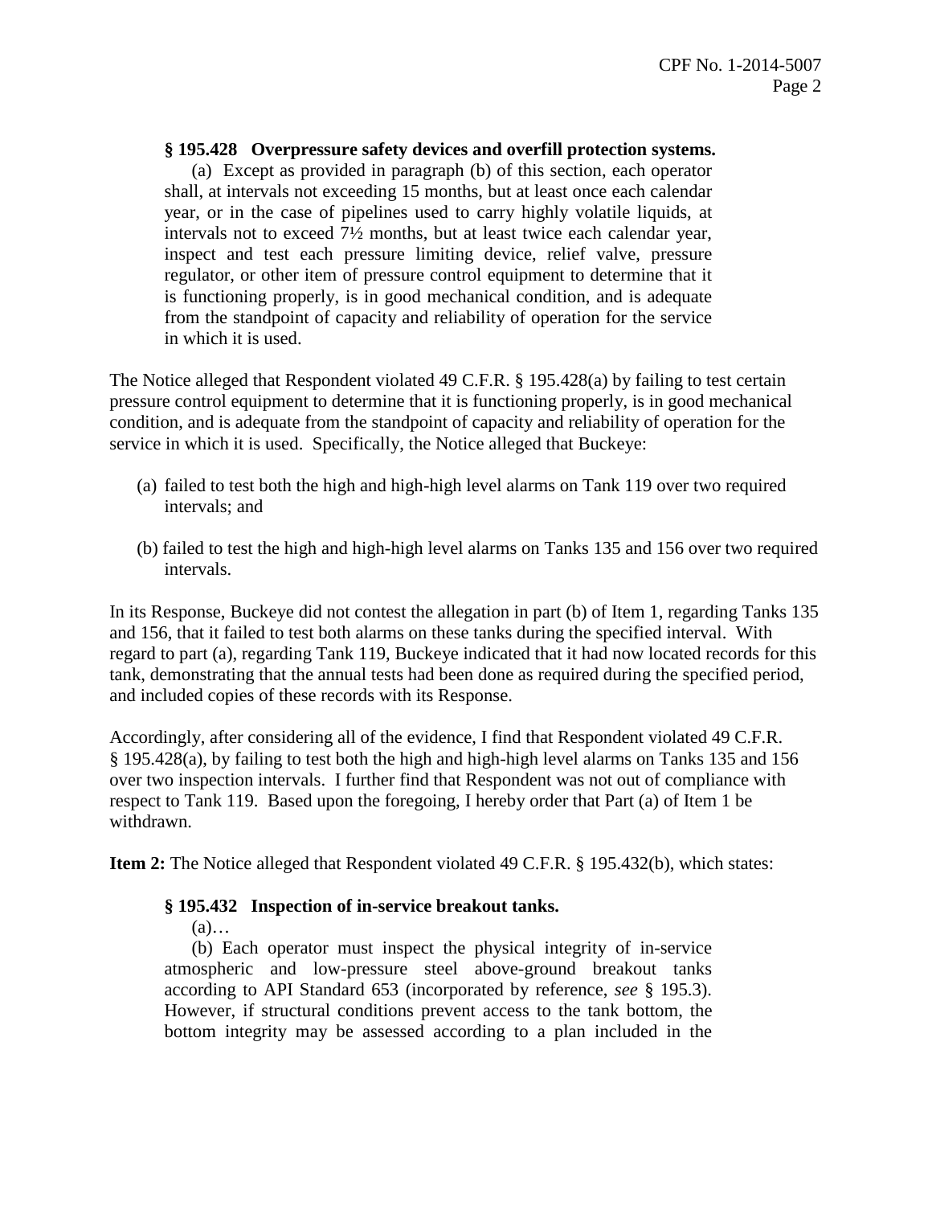**§ 195.428 Overpressure safety devices and overfill protection systems.**

(a) Except as provided in paragraph (b) of this section, each operator shall, at intervals not exceeding 15 months, but at least once each calendar year, or in the case of pipelines used to carry highly volatile liquids, at intervals not to exceed 7½ months, but at least twice each calendar year, inspect and test each pressure limiting device, relief valve, pressure regulator, or other item of pressure control equipment to determine that it is functioning properly, is in good mechanical condition, and is adequate from the standpoint of capacity and reliability of operation for the service in which it is used.

The Notice alleged that Respondent violated 49 C.F.R. § 195.428(a) by failing to test certain pressure control equipment to determine that it is functioning properly, is in good mechanical condition, and is adequate from the standpoint of capacity and reliability of operation for the service in which it is used. Specifically, the Notice alleged that Buckeye:

(a) failed to test both the high and high-high level alarms on Tank 119 over two required intervals; and

(b) failed to test the high and high-high level alarms on Tanks 135 and 156 over two required intervals.

In its Response, Buckeye did not contest the allegation in part (b) of Item 1, regarding Tanks 135 and 156, that it failed to test both alarms on these tanks during the specified interval. With regard to part (a), regarding Tank 119, Buckeye indicated that it had now located records for this tank, demonstrating that the annual tests had been done as required during the specified period, and included copies of these records with its Response.

Accordingly, after considering all of the evidence, I find that Respondent violated 49 C.F.R. § 195.428(a), by failing to test both the high and high-high level alarms on Tanks 135 and 156 over two inspection intervals. I further find that Respondent was not out of compliance with respect to Tank 119. Based upon the foregoing, I hereby order that Part (a) of Item 1 be withdrawn.

**Item 2:** The Notice alleged that Respondent violated 49 C.F.R. § 195.432(b), which states:

**§ 195.432 Inspection of in-service breakout tanks.**

(a)…

(b) Each operator must inspect the physical integrity of in-service atmospheric and low-pressure steel above-ground breakout tanks according to API Standard 653 (incorporated by reference, *see* § 195.3). However, if structural conditions prevent access to the tank bottom, the bottom integrity may be assessed according to a plan included in the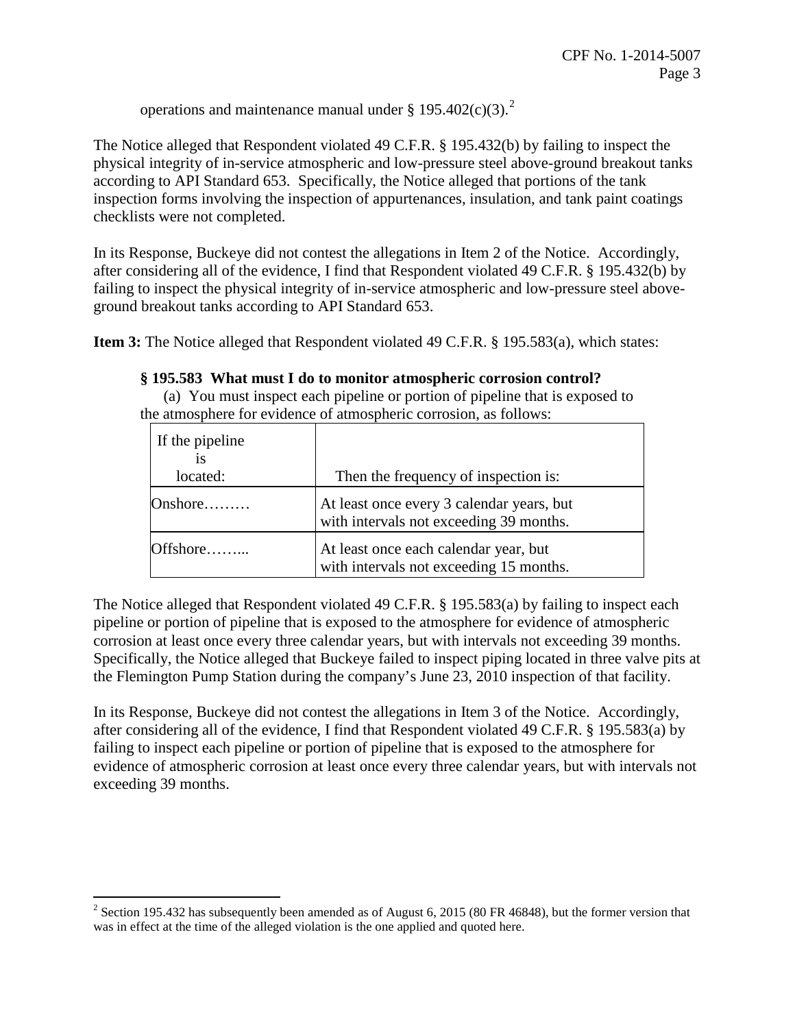operations and maintenance manual under § 195.402(c)(3).[2]

The Notice alleged that Respondent violated 49 C.F.R. § 195.432(b) by failing to inspect the physical integrity of in-service atmospheric and low-pressure steel above-ground breakout tanks according to API Standard 653. Specifically, the Notice alleged that portions of the tank inspection forms involving the inspection of appurtenances, insulation, and tank paint coatings checklists were not completed.

In its Response, Buckeye did not contest the allegations in Item 2 of the Notice. Accordingly, after considering all of the evidence, I find that Respondent violated 49 C.F.R. § 195.432(b) by failing to inspect the physical integrity of in-service atmospheric and low-pressure steel above-ground breakout tanks according to API Standard 653.

**Item 3:** The Notice alleged that Respondent violated 49 C.F.R. § 195.583(a), which states:

> **§ 195.583 What must I do to monitor atmospheric corrosion control?**
>
> (a) You must inspect each pipeline or portion of pipeline that is exposed to the atmosphere for evidence of atmospheric corrosion, as follows:

| If the pipeline is located: | Then the frequency of inspection is: |
|---|---|
| Onshore……… | At least once every 3 calendar years, but with intervals not exceeding 39 months. |
| Offshore……... | At least once each calendar year, but with intervals not exceeding 15 months. |

The Notice alleged that Respondent violated 49 C.F.R. § 195.583(a) by failing to inspect each pipeline or portion of pipeline that is exposed to the atmosphere for evidence of atmospheric corrosion at least once every three calendar years, but with intervals not exceeding 39 months. Specifically, the Notice alleged that Buckeye failed to inspect piping located in three valve pits at the Flemington Pump Station during the company's June 23, 2010 inspection of that facility.

In its Response, Buckeye did not contest the allegations in Item 3 of the Notice. Accordingly, after considering all of the evidence, I find that Respondent violated 49 C.F.R. § 195.583(a) by failing to inspect each pipeline or portion of pipeline that is exposed to the atmosphere for evidence of atmospheric corrosion at least once every three calendar years, but with intervals not exceeding 39 months.

---

[2] Section 195.432 has subsequently been amended as of August 6, 2015 (80 FR 46848), but the former version that was in effect at the time of the alleged violation is the one applied and quoted here.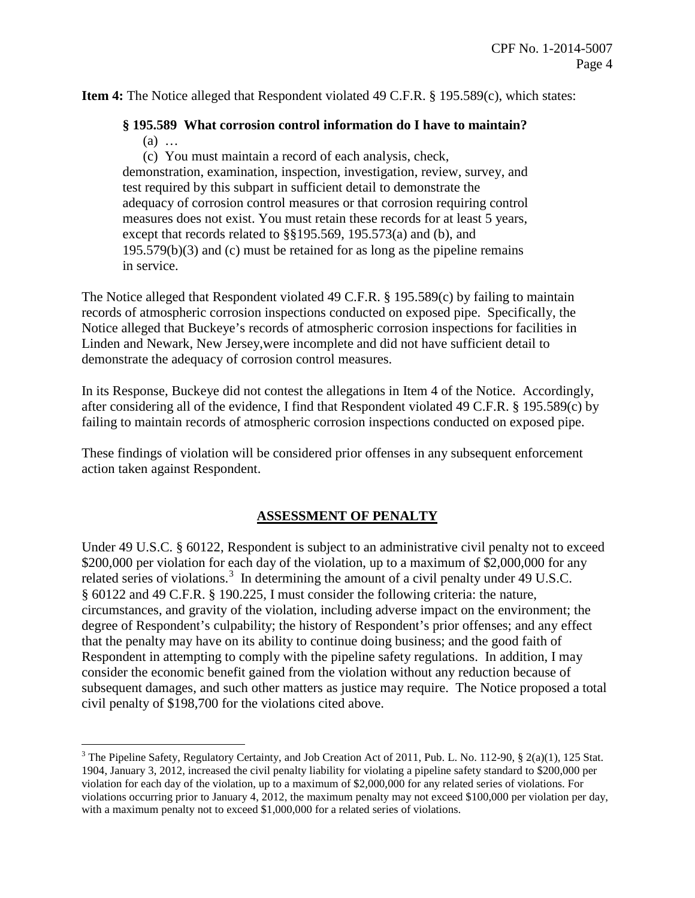**Item 4:** The Notice alleged that Respondent violated 49 C.F.R. § 195.589(c), which states:

> **§ 195.589 What corrosion control information do I have to maintain?**
>
> (a) …
>
> (c) You must maintain a record of each analysis, check, demonstration, examination, inspection, investigation, review, survey, and test required by this subpart in sufficient detail to demonstrate the adequacy of corrosion control measures or that corrosion requiring control measures does not exist. You must retain these records for at least 5 years, except that records related to §§195.569, 195.573(a) and (b), and 195.579(b)(3) and (c) must be retained for as long as the pipeline remains in service.

The Notice alleged that Respondent violated 49 C.F.R. § 195.589(c) by failing to maintain records of atmospheric corrosion inspections conducted on exposed pipe. Specifically, the Notice alleged that Buckeye's records of atmospheric corrosion inspections for facilities in Linden and Newark, New Jersey,were incomplete and did not have sufficient detail to demonstrate the adequacy of corrosion control measures.

In its Response, Buckeye did not contest the allegations in Item 4 of the Notice. Accordingly, after considering all of the evidence, I find that Respondent violated 49 C.F.R. § 195.589(c) by failing to maintain records of atmospheric corrosion inspections conducted on exposed pipe.

These findings of violation will be considered prior offenses in any subsequent enforcement action taken against Respondent.

## ASSESSMENT OF PENALTY

Under 49 U.S.C. § 60122, Respondent is subject to an administrative civil penalty not to exceed \$200,000 per violation for each day of the violation, up to a maximum of \$2,000,000 for any related series of violations.[3] In determining the amount of a civil penalty under 49 U.S.C. § 60122 and 49 C.F.R. § 190.225, I must consider the following criteria: the nature, circumstances, and gravity of the violation, including adverse impact on the environment; the degree of Respondent's culpability; the history of Respondent's prior offenses; and any effect that the penalty may have on its ability to continue doing business; and the good faith of Respondent in attempting to comply with the pipeline safety regulations. In addition, I may consider the economic benefit gained from the violation without any reduction because of subsequent damages, and such other matters as justice may require. The Notice proposed a total civil penalty of \$198,700 for the violations cited above.

---

[3] The Pipeline Safety, Regulatory Certainty, and Job Creation Act of 2011, Pub. L. No. 112-90, § 2(a)(1), 125 Stat. 1904, January 3, 2012, increased the civil penalty liability for violating a pipeline safety standard to \$200,000 per violation for each day of the violation, up to a maximum of \$2,000,000 for any related series of violations. For violations occurring prior to January 4, 2012, the maximum penalty may not exceed \$100,000 per violation per day, with a maximum penalty not to exceed \$1,000,000 for a related series of violations.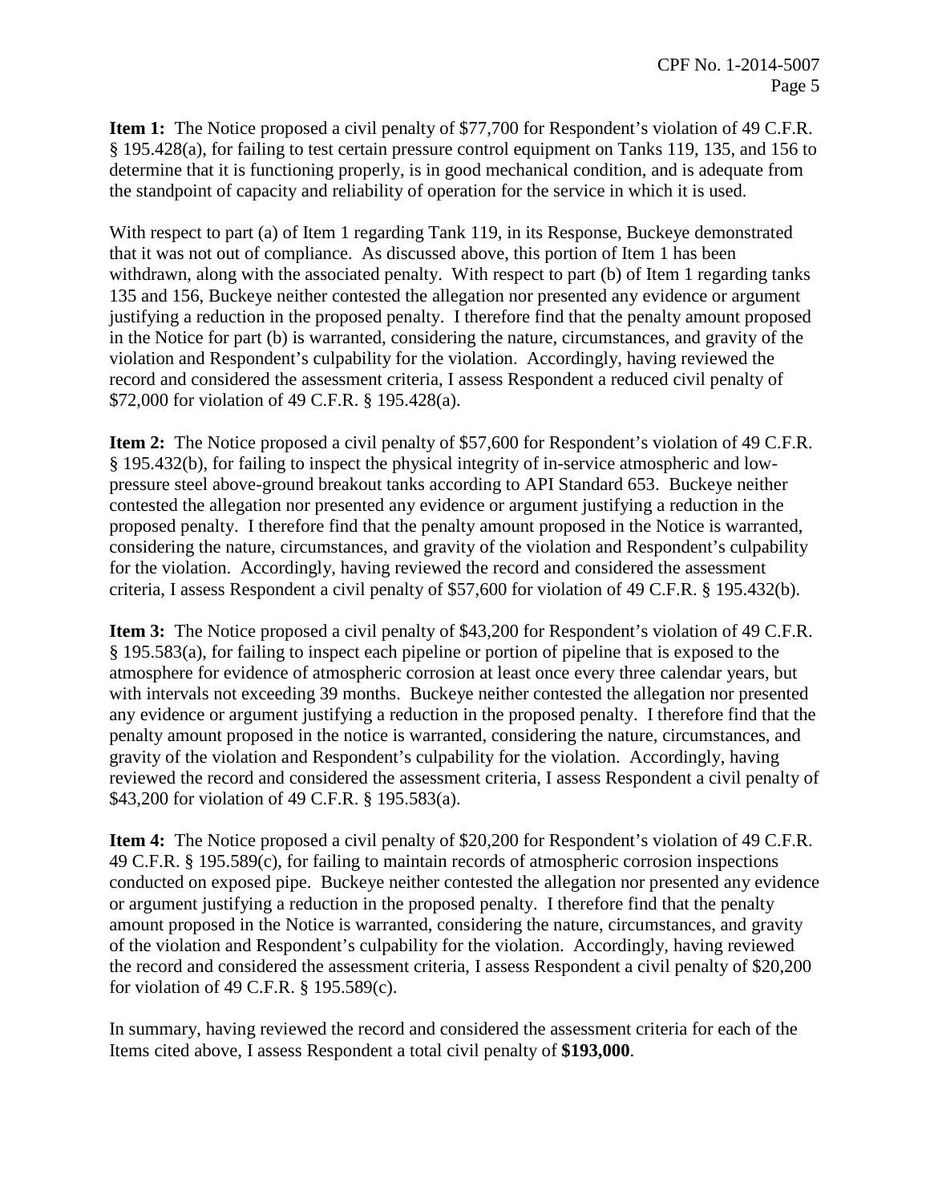**Item 1:** The Notice proposed a civil penalty of $77,700 for Respondent's violation of 49 C.F.R. § 195.428(a), for failing to test certain pressure control equipment on Tanks 119, 135, and 156 to determine that it is functioning properly, is in good mechanical condition, and is adequate from the standpoint of capacity and reliability of operation for the service in which it is used.

With respect to part (a) of Item 1 regarding Tank 119, in its Response, Buckeye demonstrated that it was not out of compliance. As discussed above, this portion of Item 1 has been withdrawn, along with the associated penalty. With respect to part (b) of Item 1 regarding tanks 135 and 156, Buckeye neither contested the allegation nor presented any evidence or argument justifying a reduction in the proposed penalty. I therefore find that the penalty amount proposed in the Notice for part (b) is warranted, considering the nature, circumstances, and gravity of the violation and Respondent's culpability for the violation. Accordingly, having reviewed the record and considered the assessment criteria, I assess Respondent a reduced civil penalty of $72,000 for violation of 49 C.F.R. § 195.428(a).

**Item 2:** The Notice proposed a civil penalty of $57,600 for Respondent's violation of 49 C.F.R. § 195.432(b), for failing to inspect the physical integrity of in-service atmospheric and low-pressure steel above-ground breakout tanks according to API Standard 653. Buckeye neither contested the allegation nor presented any evidence or argument justifying a reduction in the proposed penalty. I therefore find that the penalty amount proposed in the Notice is warranted, considering the nature, circumstances, and gravity of the violation and Respondent's culpability for the violation. Accordingly, having reviewed the record and considered the assessment criteria, I assess Respondent a civil penalty of $57,600 for violation of 49 C.F.R. § 195.432(b).

**Item 3:** The Notice proposed a civil penalty of $43,200 for Respondent's violation of 49 C.F.R. § 195.583(a), for failing to inspect each pipeline or portion of pipeline that is exposed to the atmosphere for evidence of atmospheric corrosion at least once every three calendar years, but with intervals not exceeding 39 months. Buckeye neither contested the allegation nor presented any evidence or argument justifying a reduction in the proposed penalty. I therefore find that the penalty amount proposed in the notice is warranted, considering the nature, circumstances, and gravity of the violation and Respondent's culpability for the violation. Accordingly, having reviewed the record and considered the assessment criteria, I assess Respondent a civil penalty of $43,200 for violation of 49 C.F.R. § 195.583(a).

**Item 4:** The Notice proposed a civil penalty of $20,200 for Respondent's violation of 49 C.F.R. 49 C.F.R. § 195.589(c), for failing to maintain records of atmospheric corrosion inspections conducted on exposed pipe. Buckeye neither contested the allegation nor presented any evidence or argument justifying a reduction in the proposed penalty. I therefore find that the penalty amount proposed in the Notice is warranted, considering the nature, circumstances, and gravity of the violation and Respondent's culpability for the violation. Accordingly, having reviewed the record and considered the assessment criteria, I assess Respondent a civil penalty of $20,200 for violation of 49 C.F.R. § 195.589(c).

In summary, having reviewed the record and considered the assessment criteria for each of the Items cited above, I assess Respondent a total civil penalty of **$193,000**.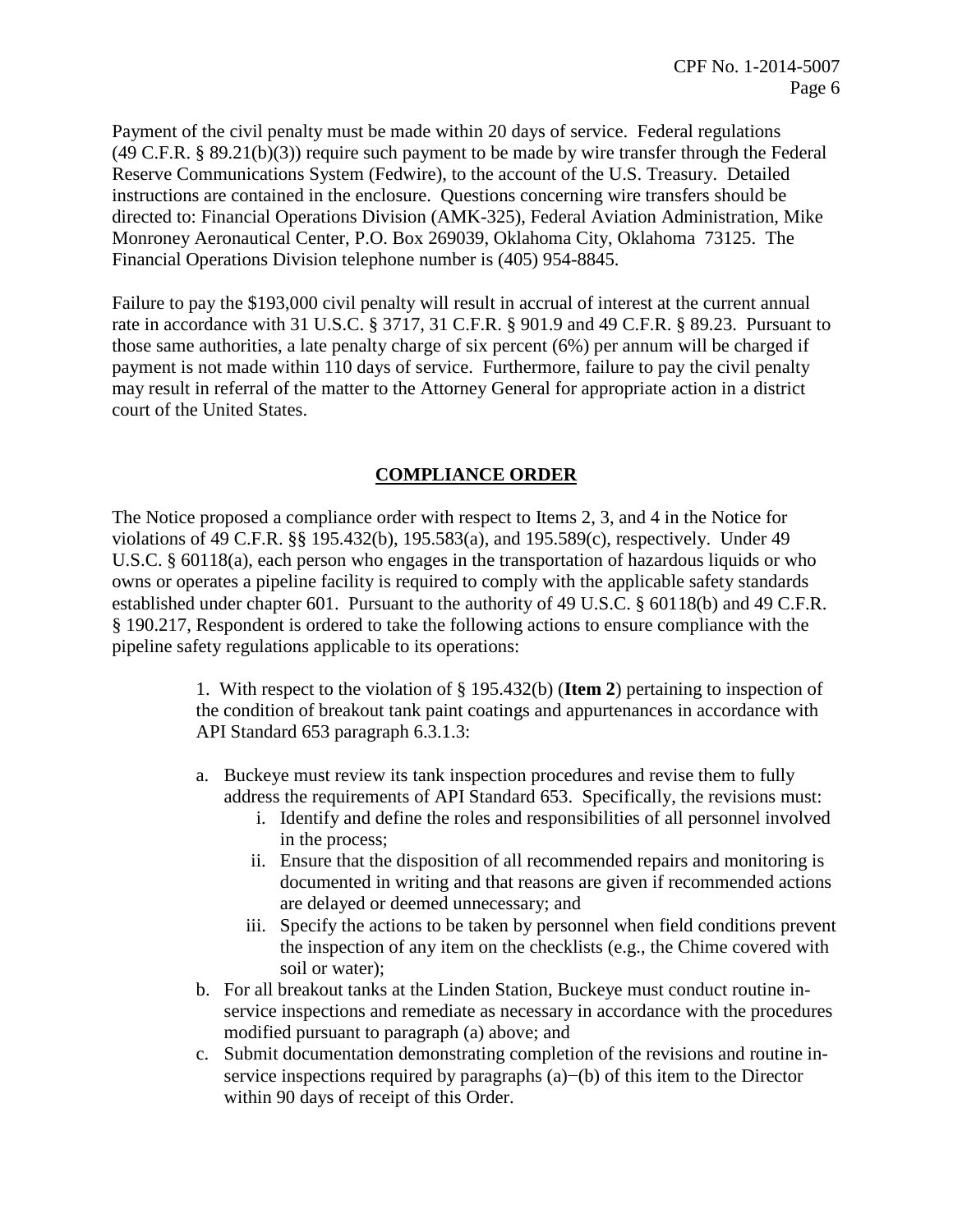Payment of the civil penalty must be made within 20 days of service. Federal regulations (49 C.F.R. § 89.21(b)(3)) require such payment to be made by wire transfer through the Federal Reserve Communications System (Fedwire), to the account of the U.S. Treasury. Detailed instructions are contained in the enclosure. Questions concerning wire transfers should be directed to: Financial Operations Division (AMK-325), Federal Aviation Administration, Mike Monroney Aeronautical Center, P.O. Box 269039, Oklahoma City, Oklahoma 73125. The Financial Operations Division telephone number is (405) 954-8845.

Failure to pay the $193,000 civil penalty will result in accrual of interest at the current annual rate in accordance with 31 U.S.C. § 3717, 31 C.F.R. § 901.9 and 49 C.F.R. § 89.23. Pursuant to those same authorities, a late penalty charge of six percent (6%) per annum will be charged if payment is not made within 110 days of service. Furthermore, failure to pay the civil penalty may result in referral of the matter to the Attorney General for appropriate action in a district court of the United States.

## COMPLIANCE ORDER

The Notice proposed a compliance order with respect to Items 2, 3, and 4 in the Notice for violations of 49 C.F.R. §§ 195.432(b), 195.583(a), and 195.589(c), respectively. Under 49 U.S.C. § 60118(a), each person who engages in the transportation of hazardous liquids or who owns or operates a pipeline facility is required to comply with the applicable safety standards established under chapter 601. Pursuant to the authority of 49 U.S.C. § 60118(b) and 49 C.F.R. § 190.217, Respondent is ordered to take the following actions to ensure compliance with the pipeline safety regulations applicable to its operations:

1. With respect to the violation of § 195.432(b) (**Item 2**) pertaining to inspection of the condition of breakout tank paint coatings and appurtenances in accordance with API Standard 653 paragraph 6.3.1.3:

   a. Buckeye must review its tank inspection procedures and revise them to fully address the requirements of API Standard 653. Specifically, the revisions must:
      i. Identify and define the roles and responsibilities of all personnel involved in the process;
      ii. Ensure that the disposition of all recommended repairs and monitoring is documented in writing and that reasons are given if recommended actions are delayed or deemed unnecessary; and
      iii. Specify the actions to be taken by personnel when field conditions prevent the inspection of any item on the checklists (e.g., the Chime covered with soil or water);

   b. For all breakout tanks at the Linden Station, Buckeye must conduct routine in-service inspections and remediate as necessary in accordance with the procedures modified pursuant to paragraph (a) above; and

   c. Submit documentation demonstrating completion of the revisions and routine in-service inspections required by paragraphs (a)−(b) of this item to the Director within 90 days of receipt of this Order.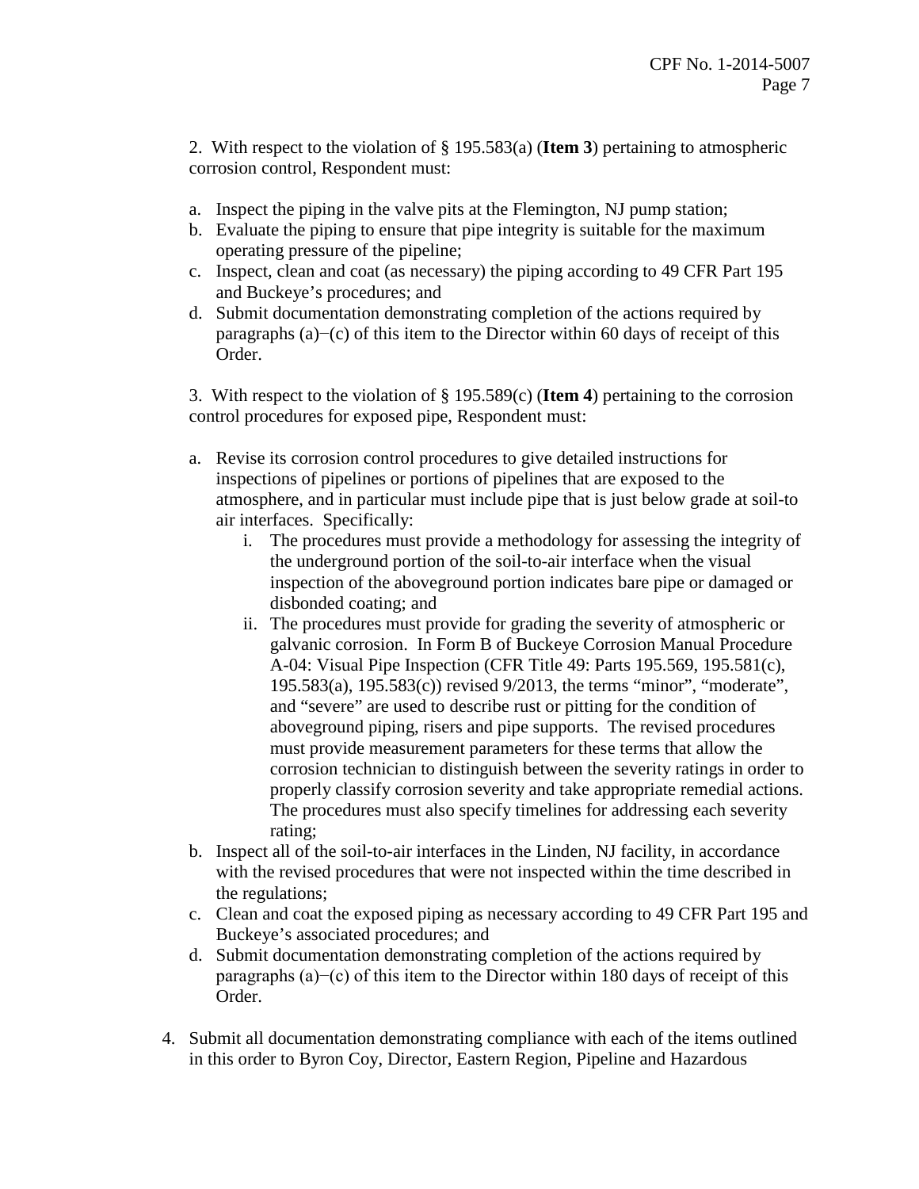2. With respect to the violation of § 195.583(a) (**Item 3**) pertaining to atmospheric corrosion control, Respondent must:

a. Inspect the piping in the valve pits at the Flemington, NJ pump station;
b. Evaluate the piping to ensure that pipe integrity is suitable for the maximum operating pressure of the pipeline;
c. Inspect, clean and coat (as necessary) the piping according to 49 CFR Part 195 and Buckeye's procedures; and
d. Submit documentation demonstrating completion of the actions required by paragraphs (a)−(c) of this item to the Director within 60 days of receipt of this Order.

3. With respect to the violation of § 195.589(c) (**Item 4**) pertaining to the corrosion control procedures for exposed pipe, Respondent must:

a. Revise its corrosion control procedures to give detailed instructions for inspections of pipelines or portions of pipelines that are exposed to the atmosphere, and in particular must include pipe that is just below grade at soil-to air interfaces. Specifically:
    i. The procedures must provide a methodology for assessing the integrity of the underground portion of the soil-to-air interface when the visual inspection of the aboveground portion indicates bare pipe or damaged or disbonded coating; and
    ii. The procedures must provide for grading the severity of atmospheric or galvanic corrosion. In Form B of Buckeye Corrosion Manual Procedure A-04: Visual Pipe Inspection (CFR Title 49: Parts 195.569, 195.581(c), 195.583(a), 195.583(c)) revised 9/2013, the terms "minor", "moderate", and "severe" are used to describe rust or pitting for the condition of aboveground piping, risers and pipe supports. The revised procedures must provide measurement parameters for these terms that allow the corrosion technician to distinguish between the severity ratings in order to properly classify corrosion severity and take appropriate remedial actions. The procedures must also specify timelines for addressing each severity rating;
b. Inspect all of the soil-to-air interfaces in the Linden, NJ facility, in accordance with the revised procedures that were not inspected within the time described in the regulations;
c. Clean and coat the exposed piping as necessary according to 49 CFR Part 195 and Buckeye's associated procedures; and
d. Submit documentation demonstrating completion of the actions required by paragraphs (a)−(c) of this item to the Director within 180 days of receipt of this Order.

4. Submit all documentation demonstrating compliance with each of the items outlined in this order to Byron Coy, Director, Eastern Region, Pipeline and Hazardous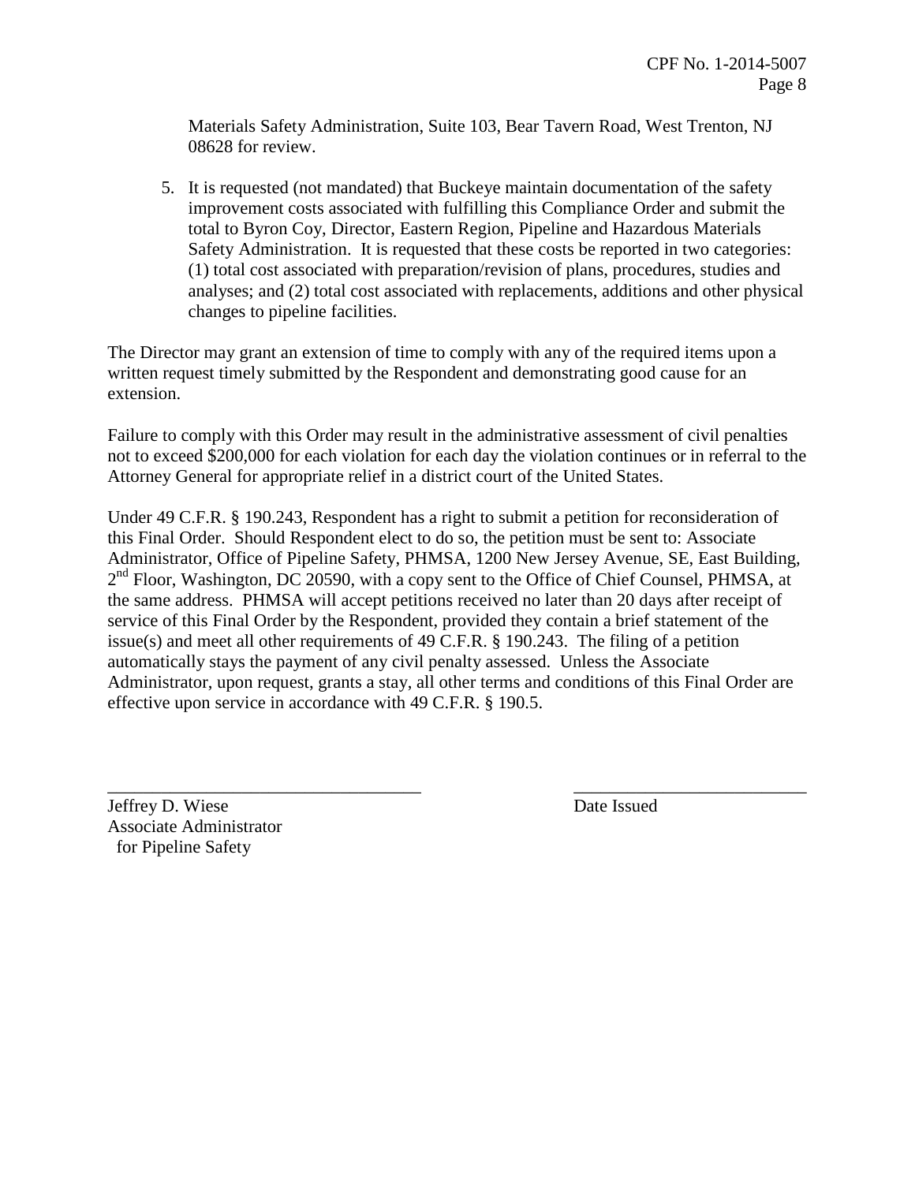Materials Safety Administration, Suite 103, Bear Tavern Road, West Trenton, NJ 08628 for review.

5. It is requested (not mandated) that Buckeye maintain documentation of the safety improvement costs associated with fulfilling this Compliance Order and submit the total to Byron Coy, Director, Eastern Region, Pipeline and Hazardous Materials Safety Administration. It is requested that these costs be reported in two categories: (1) total cost associated with preparation/revision of plans, procedures, studies and analyses; and (2) total cost associated with replacements, additions and other physical changes to pipeline facilities.

The Director may grant an extension of time to comply with any of the required items upon a written request timely submitted by the Respondent and demonstrating good cause for an extension.

Failure to comply with this Order may result in the administrative assessment of civil penalties not to exceed $200,000 for each violation for each day the violation continues or in referral to the Attorney General for appropriate relief in a district court of the United States.

Under 49 C.F.R. § 190.243, Respondent has a right to submit a petition for reconsideration of this Final Order. Should Respondent elect to do so, the petition must be sent to: Associate Administrator, Office of Pipeline Safety, PHMSA, 1200 New Jersey Avenue, SE, East Building, 2nd Floor, Washington, DC 20590, with a copy sent to the Office of Chief Counsel, PHMSA, at the same address. PHMSA will accept petitions received no later than 20 days after receipt of service of this Final Order by the Respondent, provided they contain a brief statement of the issue(s) and meet all other requirements of 49 C.F.R. § 190.243. The filing of a petition automatically stays the payment of any civil penalty assessed. Unless the Associate Administrator, upon request, grants a stay, all other terms and conditions of this Final Order are effective upon service in accordance with 49 C.F.R. § 190.5.

\_\_\_\_\_\_\_\_\_\_\_\_\_\_\_\_\_\_\_\_\_\_\_\_\_\_\_\_\_\_\_\_\_\_\_ \_\_\_\_\_\_\_\_\_\_\_\_\_\_\_\_\_\_\_\_\_\_\_\_\_\_

Jeffrey D. Wiese
Associate Administrator
for Pipeline Safety

Date Issued